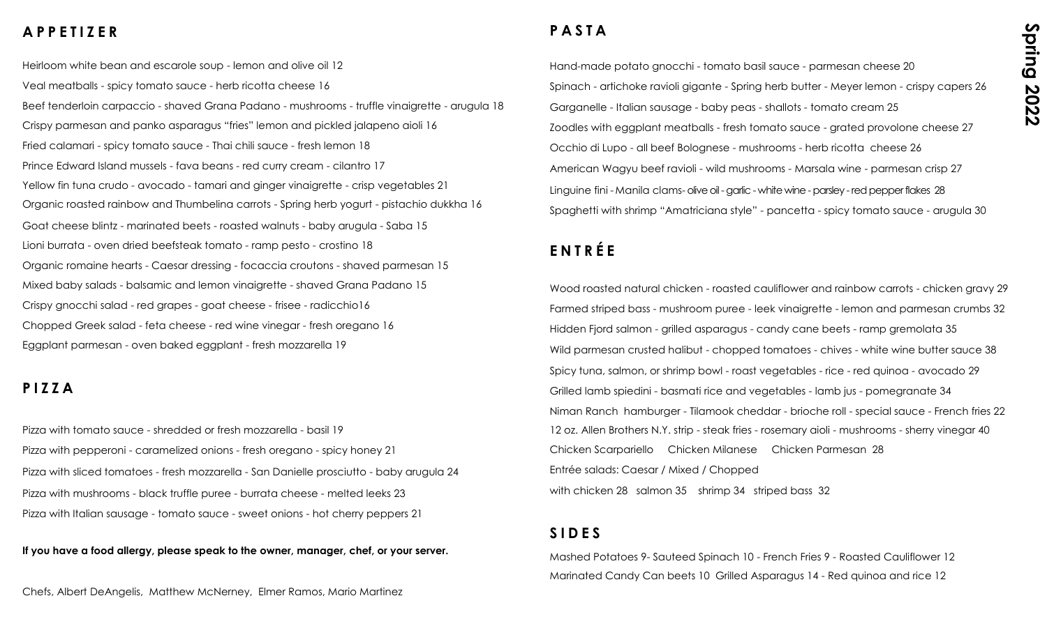# Spring 2022

## APPETIZER

Heirloom white bean and escarole soup - lemon and olive oil 12

Veal meatballs - spicy tomato sauce - herb ricotta cheese 16

Beef tenderloin carpaccio - shaved Grana Padano - mushrooms - truffle vinaigrette - arugula 18

Crispy parmesan and panko asparagus "fries" lemon and pickled jalapeno aioli 16

Fried calamari - spicy tomato sauce - Thai chili sauce - fresh lemon 18

Prince Edward Island mussels - fava beans - red curry cream - cilantro 17

Yellow fin tuna crudo - avocado - tamari and ginger vinaigrette - crisp vegetables 21

Organic roasted rainbow and Thumbelina carrots - Spring herb yogurt - pistachio dukkha 16

Goat cheese blintz - marinated beets - roasted walnuts - baby arugula - Saba 15

Lioni burrata - oven dried beefsteak tomato - ramp pesto - crostino 18

Organic romaine hearts - Caesar dressing - focaccia croutons - shaved parmesan 15

Mixed baby salads - balsamic and lemon vinaigrette - shaved Grana Padano 15

Crispy gnocchi salad - red grapes - goat cheese - frisee - radicchio16

Chopped Greek salad - feta cheese - red wine vinegar - fresh oregano 16

Eggplant parmesan - oven baked eggplant - fresh mozzarella 19

## PIZZA

Pizza with tomato sauce - shredded or fresh mozzarella - basil 19

Pizza with pepperoni - caramelized onions - fresh oregano - spicy honey 21

Pizza with sliced tomatoes - fresh mozzarella - San Danielle prosciutto - baby arugula 24

Pizza with mushrooms - black truffle puree - burrata cheese - melted leeks 23

Pizza with Italian sausage - tomato sauce - sweet onions - hot cherry peppers 21

**If you have a food allergy, please speak to the owner, manager, chef, or your server.**

Chefs, Albert DeAngelis, Matthew McNerney, Elmer Ramos, Mario Martinez

## PASTA

Hand-made potato gnocchi - tomato basil sauce - parmesan cheese 20

Spinach - artichoke ravioli gigante - Spring herb butter - Meyer lemon - crispy capers 26

Garganelle - Italian sausage - baby peas - shallots - tomato cream 25

Zoodles with eggplant meatballs - fresh tomato sauce - grated provolone cheese 27

Occhio di Lupo - all beef Bolognese - mushrooms - herb ricotta cheese 26

American Wagyu beef ravioli - wild mushrooms - Marsala wine - parmesan crisp 27

Linguine fini - Manila clams- olive oil - garlic - white wine - parsley - red pepper flakes 28

Spaghetti with shrimp "Amatriciana style" - pancetta - spicy tomato sauce - arugula 30

## ENTRÉE

Wood roasted natural chicken - roasted cauliflower and rainbow carrots - chicken gravy 29

Farmed striped bass - mushroom puree - leek vinaigrette - lemon and parmesan crumbs 32

Hidden Fjord salmon - grilled asparagus - candy cane beets - ramp gremolata 35

Wild parmesan crusted halibut - chopped tomatoes - chives - white wine butter sauce 38

Spicy tuna, salmon, or shrimp bowl - roast vegetables - rice - red quinoa - avocado 29

Grilled lamb spiedini - basmati rice and vegetables - lamb jus - pomegranate 34

Niman Ranch hamburger - Tilamook cheddar - brioche roll - special sauce - French fries 22

12 oz. Allen Brothers N.Y. strip - steak fries - rosemary aioli - mushrooms - sherry vinegar 40

Chicken Scarpariello Chicken Milanese Chicken Parmesan 28

Entrée salads: Caesar / Mixed / Chopped

with chicken 28 salmon 35 shrimp 34 striped bass 32

## SIDES

Mashed Potatoes 9- Sauteed Spinach 10 - French Fries 9 - Roasted Cauliflower 12

Marinated Candy Can beets 10 Grilled Asparagus 14 - Red quinoa and rice 12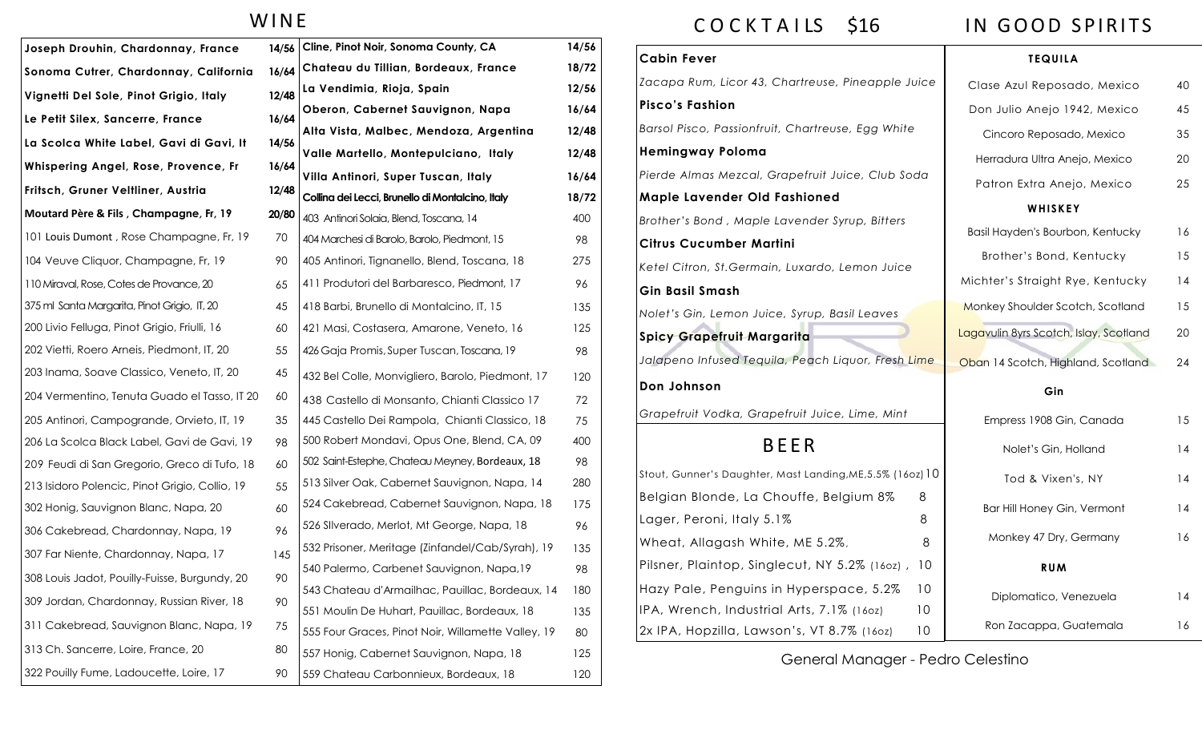# WINE

| | |
|---|---|
| **Joseph Drouhin, Chardonnay, France** | **14/56** |
| **Sonoma Cutrer, Chardonnay, California** | **16/64** |
| **Vignetti Del Sole, Pinot Grigio, Italy** | **12/48** |
| **Le Petit Silex, Sancerre, France** | **16/64** |
| **La Scolca White Label, Gavi di Gavi, It** | **14/56** |
| **Whispering Angel, Rose, Provence, Fr** | **16/64** |
| **Fritsch, Gruner Veltliner, Austria** | **12/48** |
| **Moutard Père & Fils , Champagne, Fr, 19** | **20/80** |
| 101 Louis Dumont , Rose Champagne, Fr, 19 | 70 |
| 104 Veuve Cliquor, Champagne, Fr, 19 | 90 |
| 110 Miraval, Rose, Cotes de Provance, 20 | 65 |
| 375 ml Santa Margarita, Pinot Grigio, IT, 20 | 45 |
| 200 Livio Felluga, Pinot Grigio, Friulli, 16 | 60 |
| 202 Vietti, Roero Arneis, Piedmont, IT, 20 | 55 |
| 203 Inama, Soave Classico, Veneto, IT, 20 | 45 |
| 204 Vermentino, Tenuta Guado el Tasso, IT 20 | 60 |
| 205 Antinori, Campogrande, Orvieto, IT, 19 | 35 |
| 206 La Scolca Black Label, Gavi de Gavi, 19 | 98 |
| 209 Feudi di San Gregorio, Greco di Tufo, 18 | 60 |
| 213 Isidoro Polencic, Pinot Grigio, Collio, 19 | 55 |
| 302 Honig, Sauvignon Blanc, Napa, 20 | 60 |
| 306 Cakebread, Chardonnay, Napa, 19 | 96 |
| 307 Far Niente, Chardonnay, Napa, 17 | 145 |
| 308 Louis Jadot, Pouilly-Fuisse, Burgundy, 20 | 90 |
| 309 Jordan, Chardonnay, Russian River, 18 | 90 |
| 311 Cakebread, Sauvignon Blanc, Napa, 19 | 75 |
| 313 Ch. Sancerre, Loire, France, 20 | 80 |
| 322 Pouilly Fume, Ladoucette, Loire, 17 | 90 |

| | |
|---|---|
| **Cline, Pinot Noir, Sonoma County, CA** | **14/56** |
| **Chateau du Tillian, Bordeaux, France** | **18/72** |
| **La Vendimia, Rioja, Spain** | **12/56** |
| **Oberon, Cabernet Sauvignon, Napa** | **16/64** |
| **Alta Vista, Malbec, Mendoza, Argentina** | **12/48** |
| **Valle Martello, Montepulciano, Italy** | **12/48** |
| **Villa Antinori, Super Tuscan, Italy** | **16/64** |
| **Collina dei Lecci, Brunello di Montalcino, Italy** | **18/72** |
| 403 Antinori Solaia, Blend, Toscana, 14 | 400 |
| 404 Marchesi di Barolo, Barolo, Piedmont, 15 | 98 |
| 405 Antinori, Tignanello, Blend, Toscana, 18 | 275 |
| 411 Produtori del Barbaresco, Piedmont, 17 | 96 |
| 418 Barbi, Brunello di Montalcino, IT, 15 | 135 |
| 421 Masi, Costasera, Amarone, Veneto, 16 | 125 |
| 426 Gaja Promis, Super Tuscan, Toscana, 19 | 98 |
| 432 Bel Colle, Monvigliero, Barolo, Piedmont, 17 | 120 |
| 438 Castello di Monsanto, Chianti Classico 17 | 72 |
| 445 Castello Dei Rampola, Chianti Classico, 18 | 75 |
| 500 Robert Mondavi, Opus One, Blend, CA, 09 | 400 |
| 502 Saint-Estephe, Chateau Meyney, Bordeaux, 18 | 98 |
| 513 Silver Oak, Cabernet Sauvignon, Napa, 14 | 280 |
| 524 Cakebread, Cabernet Sauvignon, Napa, 18 | 175 |
| 526 SIlverado, Merlot, Mt George, Napa, 18 | 96 |
| 532 Prisoner, Meritage (Zinfandel/Cab/Syrah), 19 | 135 |
| 540 Palermo, Carbenet Sauvignon, Napa,19 | 98 |
| 543 Chateau d'Armailhac, Pauillac, Bordeaux, 14 | 180 |
| 551 Moulin De Huhart, Pauillac, Bordeaux, 18 | 135 |
| 555 Four Graces, Pinot Noir, Willamette Valley, 19 | 80 |
| 557 Honig, Cabernet Sauvignon, Napa, 18 | 125 |
| 559 Chateau Carbonnieux, Bordeaux, 18 | 120 |

# COCKTAILS $16

**Cabin Fever**
*Zacapa Rum, Licor 43, Chartreuse, Pineapple Juice*

**Pisco's Fashion**
*Barsol Pisco, Passionfruit, Chartreuse, Egg White*

**Hemingway Poloma**
*Pierde Almas Mezcal, Grapefruit Juice, Club Soda*

**Maple Lavender Old Fashioned**
*Brother's Bond , Maple Lavender Syrup, Bitters*

**Citrus Cucumber Martini**
*Ketel Citron, St.Germain, Luxardo, Lemon Juice*

**Gin Basil Smash**
*Nolet's Gin, Lemon Juice, Syrup, Basil Leaves*

**Spicy Grapefruit Margarita**
*Jalapeno Infused Tequila, Peach Liquor, Fresh Lime*

**Don Johnson**
*Grapefruit Vodka, Grapefruit Juice, Lime, Mint*

# BEER

| | |
|---|---|
| Stout, Gunner's Daughter, Mast Landing,ME,5.5% (16oz) | 10 |
| Belgian Blonde, La Chouffe, Belgium 8% | 8 |
| Lager, Peroni, Italy 5.1% | 8 |
| Wheat, Allagash White, ME 5.2%, | 8 |
| Pilsner, Plaintop, Singlecut, NY 5.2% (16oz) , | 10 |
| Hazy Pale, Penguins in Hyperspace, 5.2% | 10 |
| IPA, Wrench, Industrial Arts, 7.1% (16oz) | 10 |
| 2x IPA, Hopzilla, Lawson's, VT 8.7% (16oz) | 10 |

# IN GOOD SPIRITS

## TEQUILA

| | |
|---|---|
| Clase Azul Reposado, Mexico | 40 |
| Don Julio Anejo 1942, Mexico | 45 |
| Cincoro Reposado, Mexico | 35 |
| Herradura Ultra Anejo, Mexico | 20 |
| Patron Extra Anejo, Mexico | 25 |

## WHISKEY

| | |
|---|---|
| Basil Hayden's Bourbon, Kentucky | 16 |
| Brother's Bond, Kentucky | 15 |
| Michter's Straight Rye, Kentucky | 14 |
| Monkey Shoulder Scotch, Scotland | 15 |
| Lagavulin 8yrs Scotch, Islay, Scotland | 20 |
| Oban 14 Scotch, Highland, Scotland | 24 |

## Gin

| | |
|---|---|
| Empress 1908 Gin, Canada | 15 |
| Nolet's Gin, Holland | 14 |
| Tod & Vixen's, NY | 14 |
| Bar Hill Honey Gin, Vermont | 14 |
| Monkey 47 Dry, Germany | 16 |

## RUM

| | |
|---|---|
| Diplomatico, Venezuela | 14 |
| Ron Zacappa, Guatemala | 16 |

General Manager - Pedro Celestino